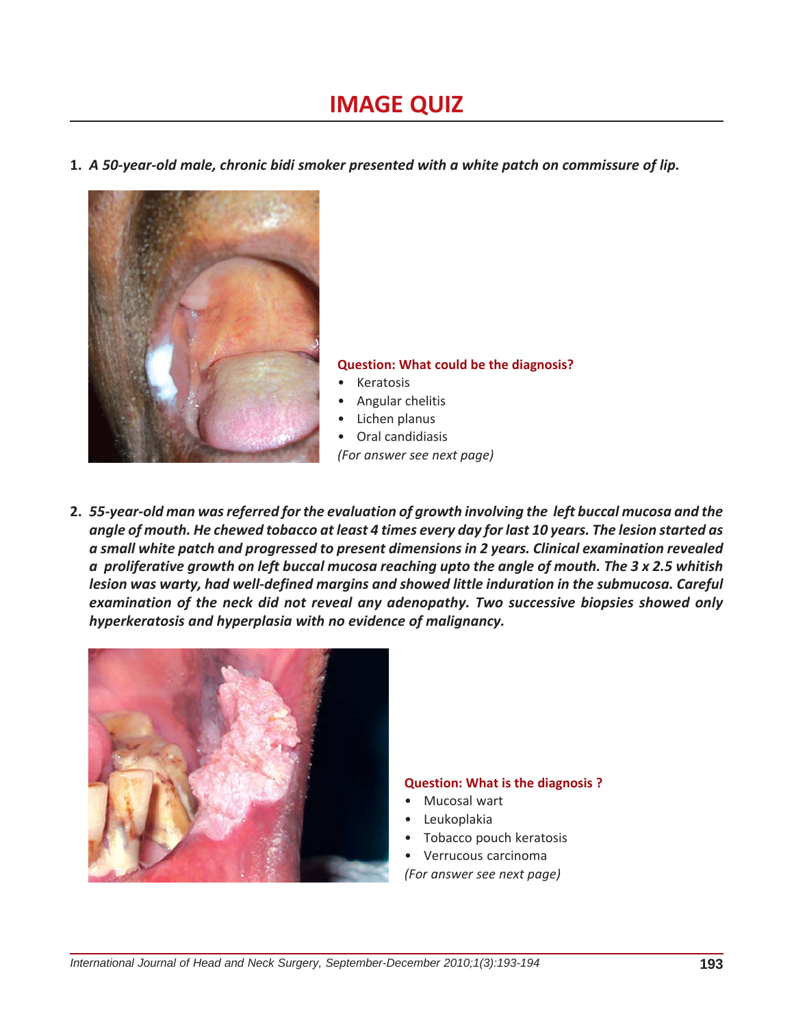# IMAGE QUIZ

**1.** ***A 50-year-old male, chronic bidi smoker presented with a white patch on commissure of lip.***

**Question: What could be the diagnosis?**

- Keratosis
- Angular chelitis
- Lichen planus
- Oral candidiasis

*(For answer see next page)*

**2.** ***55-year-old man was referred for the evaluation of growth involving the left buccal mucosa and the angle of mouth. He chewed tobacco at least 4 times every day for last 10 years. The lesion started as a small white patch and progressed to present dimensions in 2 years. Clinical examination revealed a proliferative growth on left buccal mucosa reaching upto the angle of mouth. The 3 x 2.5 whitish lesion was warty, had well-defined margins and showed little induration in the submucosa. Careful examination of the neck did not reveal any adenopathy. Two successive biopsies showed only hyperkeratosis and hyperplasia with no evidence of malignancy.***

**Question: What is the diagnosis ?**

- Mucosal wart
- Leukoplakia
- Tobacco pouch keratosis
- Verrucous carcinoma

*(For answer see next page)*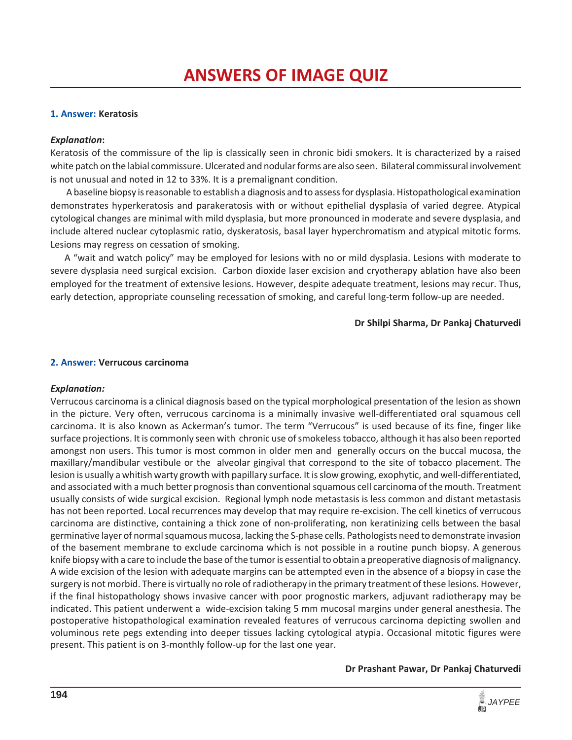# ANSWERS OF IMAGE QUIZ

**1. Answer: Keratosis**

***Explanation*:**

Keratosis of the commissure of the lip is classically seen in chronic bidi smokers. It is characterized by a raised white patch on the labial commissure. Ulcerated and nodular forms are also seen. Bilateral commissural involvement is not unusual and noted in 12 to 33%. It is a premalignant condition.

A baseline biopsy is reasonable to establish a diagnosis and to assess for dysplasia. Histopathological examination demonstrates hyperkeratosis and parakeratosis with or without epithelial dysplasia of varied degree. Atypical cytological changes are minimal with mild dysplasia, but more pronounced in moderate and severe dysplasia, and include altered nuclear cytoplasmic ratio, dyskeratosis, basal layer hyperchromatism and atypical mitotic forms. Lesions may regress on cessation of smoking.

A "wait and watch policy" may be employed for lesions with no or mild dysplasia. Lesions with moderate to severe dysplasia need surgical excision. Carbon dioxide laser excision and cryotherapy ablation have also been employed for the treatment of extensive lesions. However, despite adequate treatment, lesions may recur. Thus, early detection, appropriate counseling recessation of smoking, and careful long-term follow-up are needed.

**Dr Shilpi Sharma, Dr Pankaj Chaturvedi**

**2. Answer: Verrucous carcinoma**

***Explanation:***

Verrucous carcinoma is a clinical diagnosis based on the typical morphological presentation of the lesion as shown in the picture. Very often, verrucous carcinoma is a minimally invasive well-differentiated oral squamous cell carcinoma. It is also known as Ackerman's tumor. The term "Verrucous" is used because of its fine, finger like surface projections. It is commonly seen with chronic use of smokeless tobacco, although it has also been reported amongst non users. This tumor is most common in older men and generally occurs on the buccal mucosa, the maxillary/mandibular vestibule or the alveolar gingival that correspond to the site of tobacco placement. The lesion is usually a whitish warty growth with papillary surface. It is slow growing, exophytic, and well-differentiated, and associated with a much better prognosis than conventional squamous cell carcinoma of the mouth. Treatment usually consists of wide surgical excision. Regional lymph node metastasis is less common and distant metastasis has not been reported. Local recurrences may develop that may require re-excision. The cell kinetics of verrucous carcinoma are distinctive, containing a thick zone of non-proliferating, non keratinizing cells between the basal germinative layer of normal squamous mucosa, lacking the S-phase cells. Pathologists need to demonstrate invasion of the basement membrane to exclude carcinoma which is not possible in a routine punch biopsy. A generous knife biopsy with a care to include the base of the tumor is essential to obtain a preoperative diagnosis of malignancy. A wide excision of the lesion with adequate margins can be attempted even in the absence of a biopsy in case the surgery is not morbid. There is virtually no role of radiotherapy in the primary treatment of these lesions. However, if the final histopathology shows invasive cancer with poor prognostic markers, adjuvant radiotherapy may be indicated. This patient underwent a wide-excision taking 5 mm mucosal margins under general anesthesia. The postoperative histopathological examination revealed features of verrucous carcinoma depicting swollen and voluminous rete pegs extending into deeper tissues lacking cytological atypia. Occasional mitotic figures were present. This patient is on 3-monthly follow-up for the last one year.

**Dr Prashant Pawar, Dr Pankaj Chaturvedi**